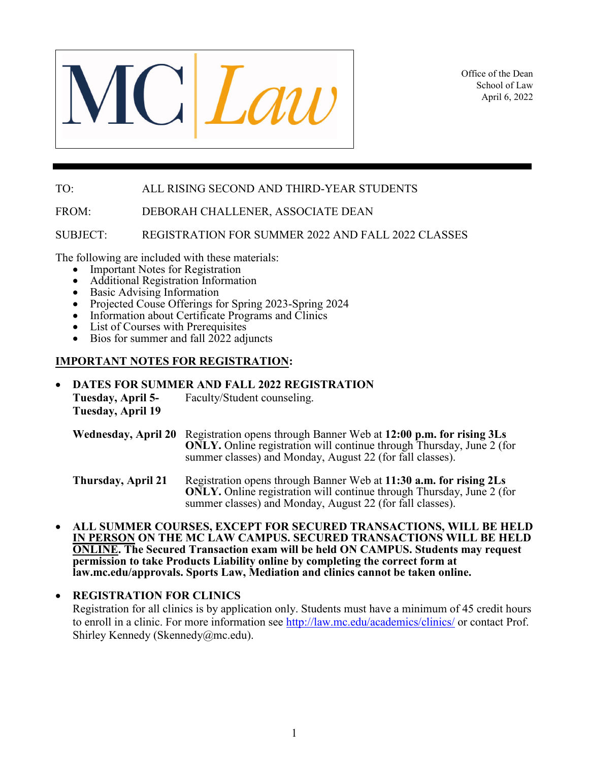MC | Law

Office of the Dean
School of Law
April 6, 2022

---

TO: ALL RISING SECOND AND THIRD-YEAR STUDENTS

FROM: DEBORAH CHALLENER, ASSOCIATE DEAN

SUBJECT: REGISTRATION FOR SUMMER 2022 AND FALL 2022 CLASSES

The following are included with these materials:

- Important Notes for Registration
- Additional Registration Information
- Basic Advising Information
- Projected Couse Offerings for Spring 2023-Spring 2024
- Information about Certificate Programs and Clinics
- List of Courses with Prerequisites
- Bios for summer and fall 2022 adjuncts

## IMPORTANT NOTES FOR REGISTRATION:

- **DATES FOR SUMMER AND FALL 2022 REGISTRATION**

  **Tuesday, April 5- Tuesday, April 19** Faculty/Student counseling.

  **Wednesday, April 20** Registration opens through Banner Web at **12:00 p.m. for rising 3Ls ONLY.** Online registration will continue through Thursday, June 2 (for summer classes) and Monday, August 22 (for fall classes).

  **Thursday, April 21** Registration opens through Banner Web at **11:30 a.m. for rising 2Ls ONLY.** Online registration will continue through Thursday, June 2 (for summer classes) and Monday, August 22 (for fall classes).

- **ALL SUMMER COURSES, EXCEPT FOR SECURED TRANSACTIONS, WILL BE HELD IN PERSON ON THE MC LAW CAMPUS. SECURED TRANSACTIONS WILL BE HELD ONLINE. The Secured Transaction exam will be held ON CAMPUS. Students may request permission to take Products Liability online by completing the correct form at law.mc.edu/approvals. Sports Law, Mediation and clinics cannot be taken online.**

- **REGISTRATION FOR CLINICS**
  Registration for all clinics is by application only. Students must have a minimum of 45 credit hours to enroll in a clinic. For more information see http://law.mc.edu/academics/clinics/ or contact Prof. Shirley Kennedy (Skennedy@mc.edu).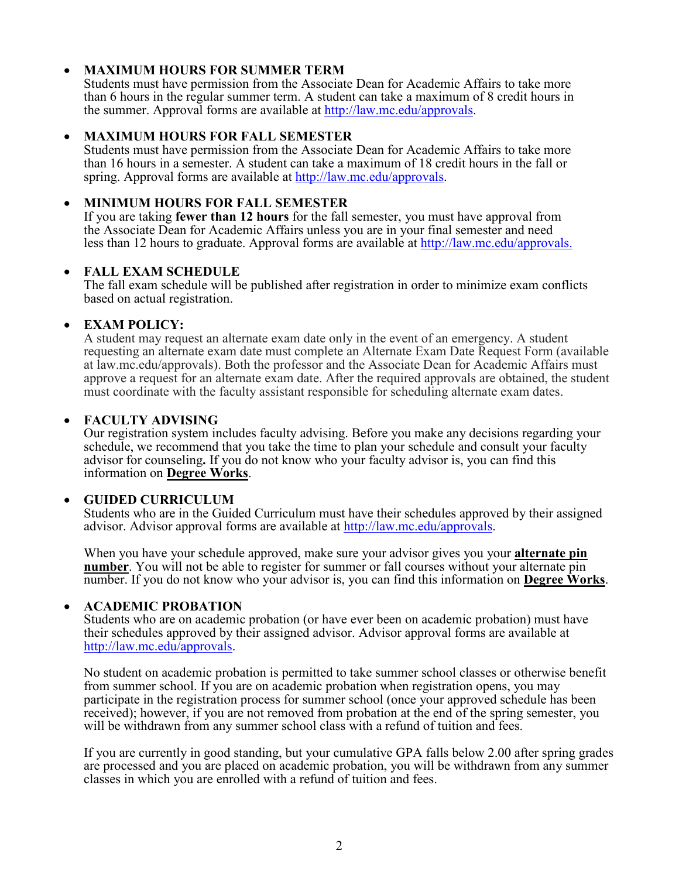- **MAXIMUM HOURS FOR SUMMER TERM**
  Students must have permission from the Associate Dean for Academic Affairs to take more than 6 hours in the regular summer term. A student can take a maximum of 8 credit hours in the summer. Approval forms are available at [http://law.mc.edu/approvals](http://law.mc.edu/approvals).

- **MAXIMUM HOURS FOR FALL SEMESTER**
  Students must have permission from the Associate Dean for Academic Affairs to take more than 16 hours in a semester. A student can take a maximum of 18 credit hours in the fall or spring. Approval forms are available at [http://law.mc.edu/approvals](http://law.mc.edu/approvals).

- **MINIMUM HOURS FOR FALL SEMESTER**
  If you are taking **fewer than 12 hours** for the fall semester, you must have approval from the Associate Dean for Academic Affairs unless you are in your final semester and need less than 12 hours to graduate. Approval forms are available at [http://law.mc.edu/approvals.](http://law.mc.edu/approvals)

- **FALL EXAM SCHEDULE**
  The fall exam schedule will be published after registration in order to minimize exam conflicts based on actual registration.

- **EXAM POLICY:**
  A student may request an alternate exam date only in the event of an emergency. A student requesting an alternate exam date must complete an Alternate Exam Date Request Form (available at law.mc.edu/approvals). Both the professor and the Associate Dean for Academic Affairs must approve a request for an alternate exam date. After the required approvals are obtained, the student must coordinate with the faculty assistant responsible for scheduling alternate exam dates.

- **FACULTY ADVISING**
  Our registration system includes faculty advising. Before you make any decisions regarding your schedule, we recommend that you take the time to plan your schedule and consult your faculty advisor for counseling**.** If you do not know who your faculty advisor is, you can find this information on **Degree Works**.

- **GUIDED CURRICULUM**
  Students who are in the Guided Curriculum must have their schedules approved by their assigned advisor. Advisor approval forms are available at [http://law.mc.edu/approvals](http://law.mc.edu/approvals).

  When you have your schedule approved, make sure your advisor gives you your **alternate pin number**. You will not be able to register for summer or fall courses without your alternate pin number. If you do not know who your advisor is, you can find this information on **Degree Works**.

- **ACADEMIC PROBATION**
  Students who are on academic probation (or have ever been on academic probation) must have their schedules approved by their assigned advisor. Advisor approval forms are available at [http://law.mc.edu/approvals](http://law.mc.edu/approvals).

  No student on academic probation is permitted to take summer school classes or otherwise benefit from summer school. If you are on academic probation when registration opens, you may participate in the registration process for summer school (once your approved schedule has been received); however, if you are not removed from probation at the end of the spring semester, you will be withdrawn from any summer school class with a refund of tuition and fees.

  If you are currently in good standing, but your cumulative GPA falls below 2.00 after spring grades are processed and you are placed on academic probation, you will be withdrawn from any summer classes in which you are enrolled with a refund of tuition and fees.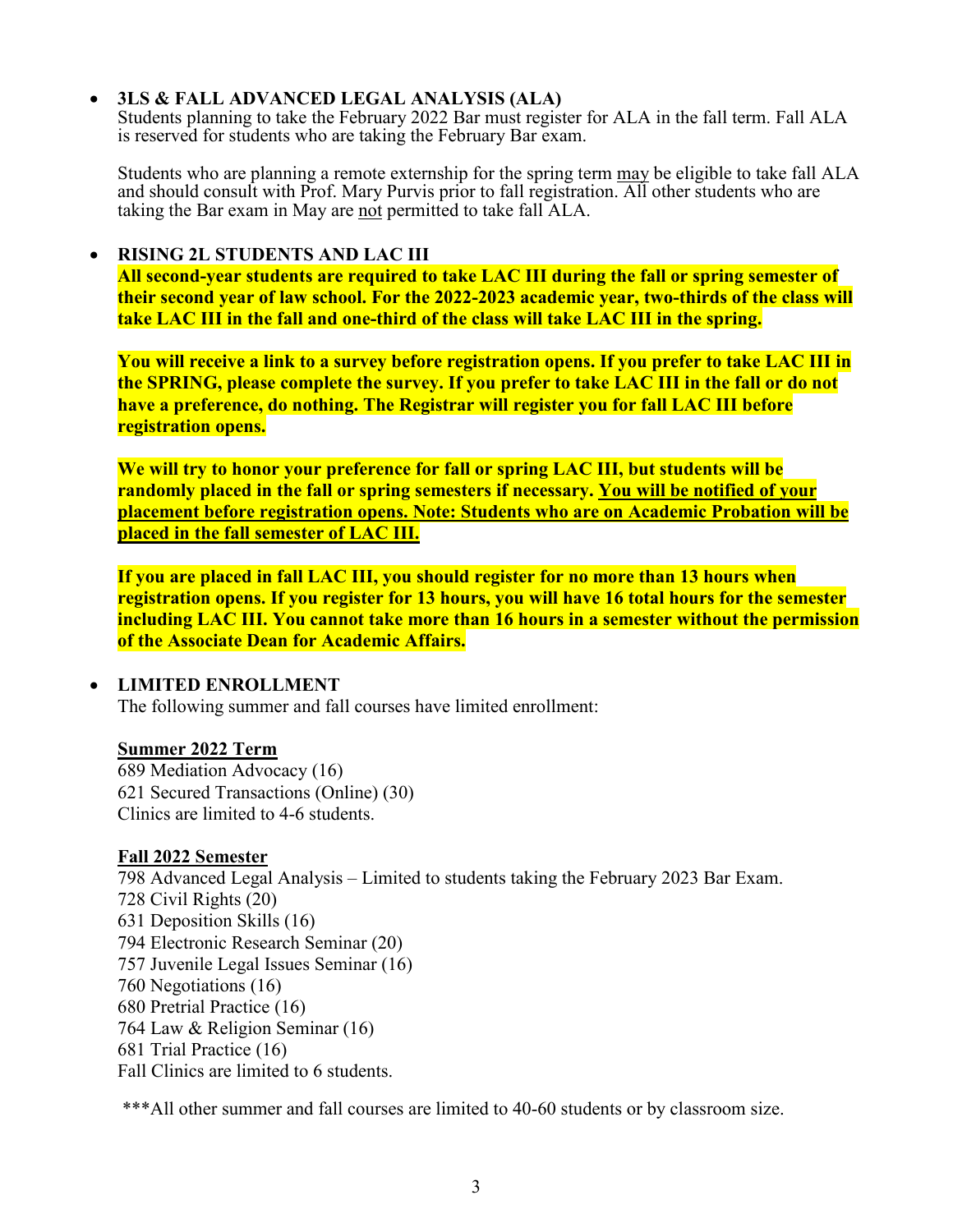- **3LS & FALL ADVANCED LEGAL ANALYSIS (ALA)**
  Students planning to take the February 2022 Bar must register for ALA in the fall term. Fall ALA is reserved for students who are taking the February Bar exam.

  Students who are planning a remote externship for the spring term <u>may</u> be eligible to take fall ALA and should consult with Prof. Mary Purvis prior to fall registration. All other students who are taking the Bar exam in May are <u>not</u> permitted to take fall ALA.

- **RISING 2L STUDENTS AND LAC III**
  **All second-year students are required to take LAC III during the fall or spring semester of their second year of law school. For the 2022-2023 academic year, two-thirds of the class will take LAC III in the fall and one-third of the class will take LAC III in the spring.**

  **You will receive a link to a survey before registration opens. If you prefer to take LAC III in the SPRING, please complete the survey. If you prefer to take LAC III in the fall or do not have a preference, do nothing. The Registrar will register you for fall LAC III before registration opens.**

  **We will try to honor your preference for fall or spring LAC III, but students will be randomly placed in the fall or spring semesters if necessary. <u>You will be notified of your placement before registration opens. Note: Students who are on Academic Probation will be placed in the fall semester of LAC III.</u>**

  **If you are placed in fall LAC III, you should register for no more than 13 hours when registration opens. If you register for 13 hours, you will have 16 total hours for the semester including LAC III. You cannot take more than 16 hours in a semester without the permission of the Associate Dean for Academic Affairs.**

- **LIMITED ENROLLMENT**
  The following summer and fall courses have limited enrollment:

  **<u>Summer 2022 Term</u>**
  689 Mediation Advocacy (16)
  621 Secured Transactions (Online) (30)
  Clinics are limited to 4-6 students.

  **<u>Fall 2022 Semester</u>**
  798 Advanced Legal Analysis – Limited to students taking the February 2023 Bar Exam.
  728 Civil Rights (20)
  631 Deposition Skills (16)
  794 Electronic Research Seminar (20)
  757 Juvenile Legal Issues Seminar (16)
  760 Negotiations (16)
  680 Pretrial Practice (16)
  764 Law & Religion Seminar (16)
  681 Trial Practice (16)
  Fall Clinics are limited to 6 students.

  ***All other summer and fall courses are limited to 40-60 students or by classroom size.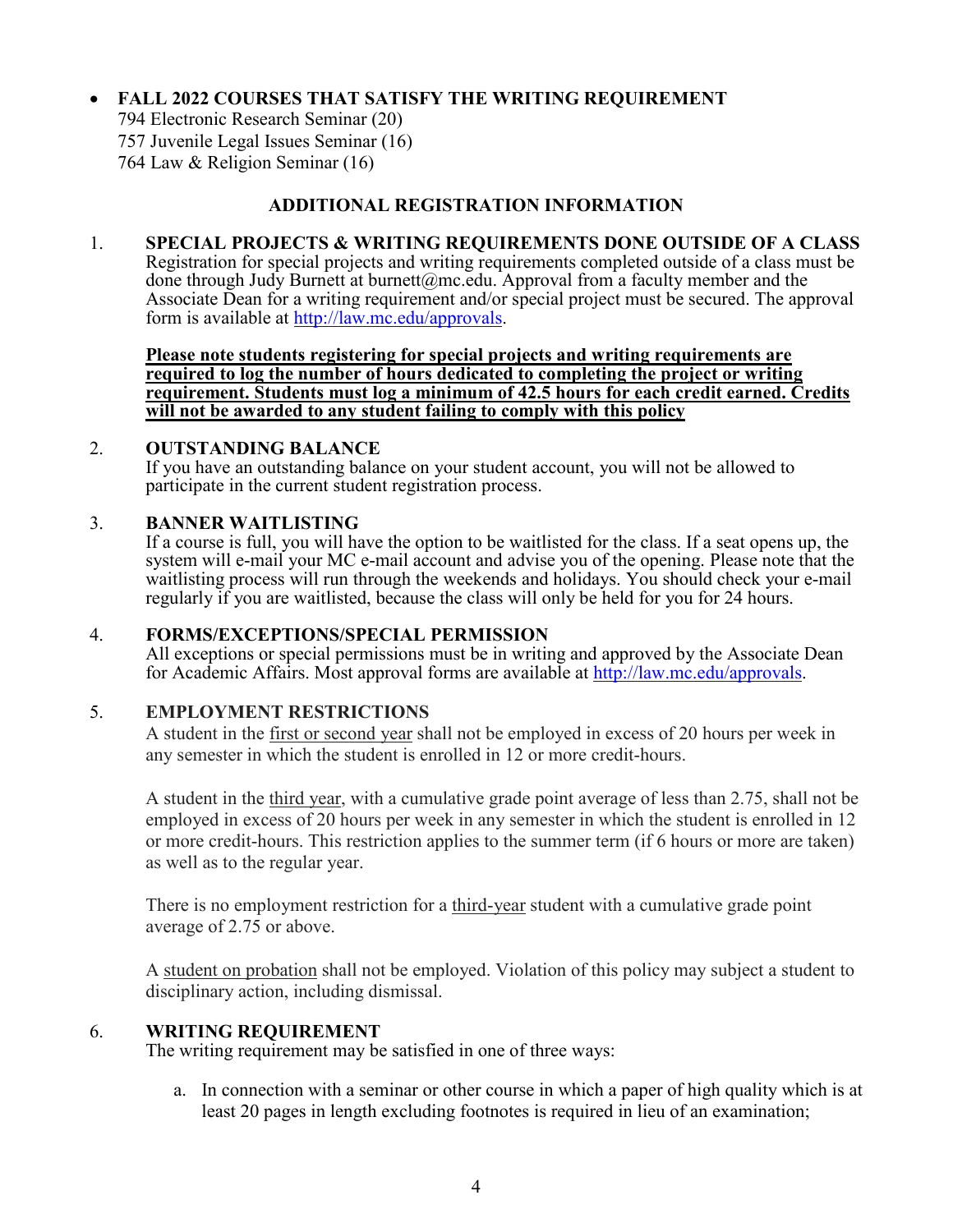- **FALL 2022 COURSES THAT SATISFY THE WRITING REQUIREMENT**
  794 Electronic Research Seminar (20)
  757 Juvenile Legal Issues Seminar (16)
  764 Law & Religion Seminar (16)

## ADDITIONAL REGISTRATION INFORMATION

1. **SPECIAL PROJECTS & WRITING REQUIREMENTS DONE OUTSIDE OF A CLASS**
   Registration for special projects and writing requirements completed outside of a class must be done through Judy Burnett at burnett@mc.edu. Approval from a faculty member and the Associate Dean for a writing requirement and/or special project must be secured. The approval form is available at [http://law.mc.edu/approvals](http://law.mc.edu/approvals).

   <u>**Please note students registering for special projects and writing requirements are required to log the number of hours dedicated to completing the project or writing requirement. Students must log a minimum of 42.5 hours for each credit earned. Credits will not be awarded to any student failing to comply with this policy**</u>

2. **OUTSTANDING BALANCE**
   If you have an outstanding balance on your student account, you will not be allowed to participate in the current student registration process.

3. **BANNER WAITLISTING**
   If a course is full, you will have the option to be waitlisted for the class. If a seat opens up, the system will e-mail your MC e-mail account and advise you of the opening. Please note that the waitlisting process will run through the weekends and holidays. You should check your e-mail regularly if you are waitlisted, because the class will only be held for you for 24 hours.

4. **FORMS/EXCEPTIONS/SPECIAL PERMISSION**
   All exceptions or special permissions must be in writing and approved by the Associate Dean for Academic Affairs. Most approval forms are available at [http://law.mc.edu/approvals](http://law.mc.edu/approvals).

5. **EMPLOYMENT RESTRICTIONS**
   A student in the <u>first or second year</u> shall not be employed in excess of 20 hours per week in any semester in which the student is enrolled in 12 or more credit-hours.

   A student in the <u>third year</u>, with a cumulative grade point average of less than 2.75, shall not be employed in excess of 20 hours per week in any semester in which the student is enrolled in 12 or more credit-hours. This restriction applies to the summer term (if 6 hours or more are taken) as well as to the regular year.

   There is no employment restriction for a <u>third-year</u> student with a cumulative grade point average of 2.75 or above.

   A <u>student on probation</u> shall not be employed. Violation of this policy may subject a student to disciplinary action, including dismissal.

6. **WRITING REQUIREMENT**
   The writing requirement may be satisfied in one of three ways:

   a. In connection with a seminar or other course in which a paper of high quality which is at least 20 pages in length excluding footnotes is required in lieu of an examination;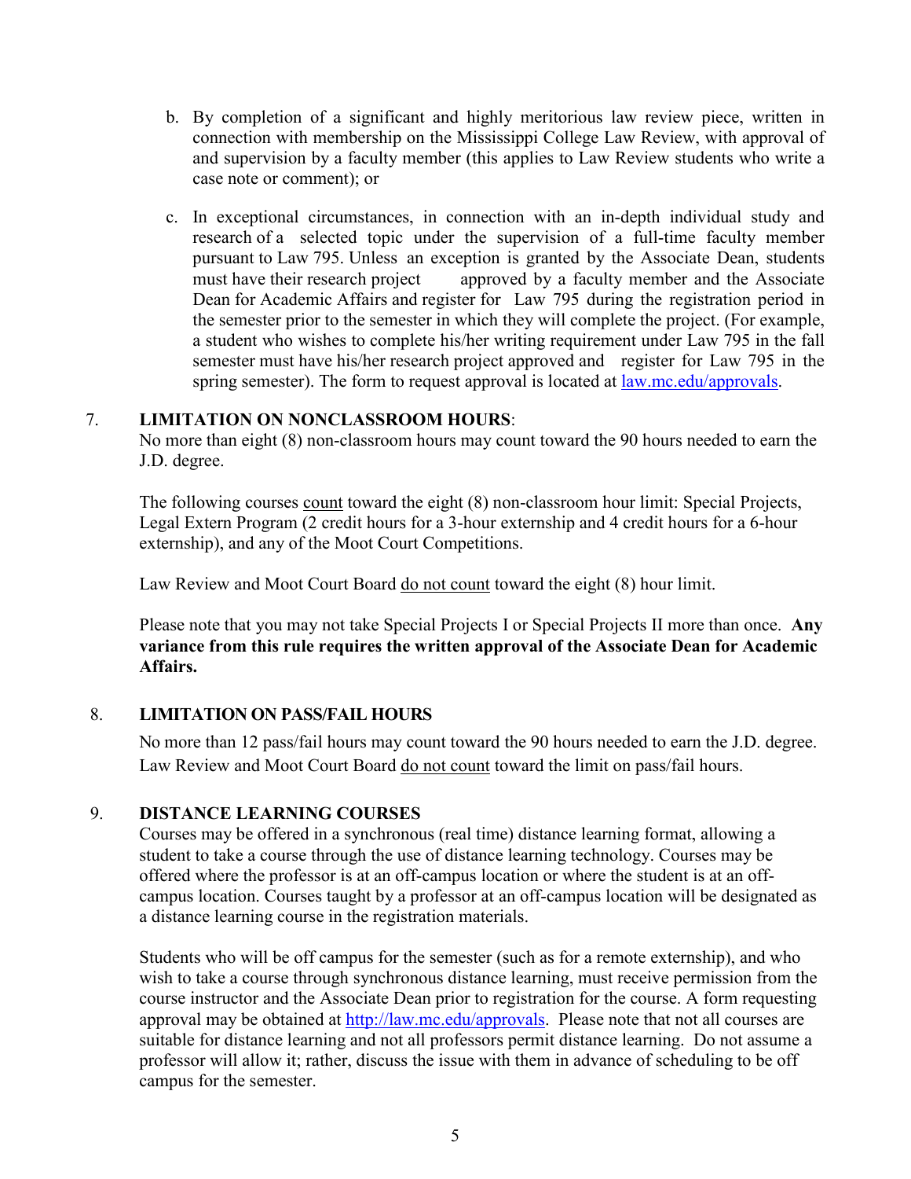b. By completion of a significant and highly meritorious law review piece, written in connection with membership on the Mississippi College Law Review, with approval of and supervision by a faculty member (this applies to Law Review students who write a case note or comment); or

c. In exceptional circumstances, in connection with an in-depth individual study and research of a selected topic under the supervision of a full-time faculty member pursuant to Law 795. Unless an exception is granted by the Associate Dean, students must have their research project approved by a faculty member and the Associate Dean for Academic Affairs and register for Law 795 during the registration period in the semester prior to the semester in which they will complete the project. (For example, a student who wishes to complete his/her writing requirement under Law 795 in the fall semester must have his/her research project approved and register for Law 795 in the spring semester). The form to request approval is located at [law.mc.edu/approvals](law.mc.edu/approvals).

7. **LIMITATION ON NONCLASSROOM HOURS**:
No more than eight (8) non-classroom hours may count toward the 90 hours needed to earn the J.D. degree.

The following courses <u>count</u> toward the eight (8) non-classroom hour limit: Special Projects, Legal Extern Program (2 credit hours for a 3-hour externship and 4 credit hours for a 6-hour externship), and any of the Moot Court Competitions.

Law Review and Moot Court Board <u>do not count</u> toward the eight (8) hour limit.

Please note that you may not take Special Projects I or Special Projects II more than once. **Any variance from this rule requires the written approval of the Associate Dean for Academic Affairs.**

8. **LIMITATION ON PASS/FAIL HOURS**

No more than 12 pass/fail hours may count toward the 90 hours needed to earn the J.D. degree. Law Review and Moot Court Board <u>do not count</u> toward the limit on pass/fail hours.

9. **DISTANCE LEARNING COURSES**
Courses may be offered in a synchronous (real time) distance learning format, allowing a student to take a course through the use of distance learning technology. Courses may be offered where the professor is at an off-campus location or where the student is at an off-campus location. Courses taught by a professor at an off-campus location will be designated as a distance learning course in the registration materials.

Students who will be off campus for the semester (such as for a remote externship), and who wish to take a course through synchronous distance learning, must receive permission from the course instructor and the Associate Dean prior to registration for the course. A form requesting approval may be obtained at [http://law.mc.edu/approvals](http://law.mc.edu/approvals). Please note that not all courses are suitable for distance learning and not all professors permit distance learning. Do not assume a professor will allow it; rather, discuss the issue with them in advance of scheduling to be off campus for the semester.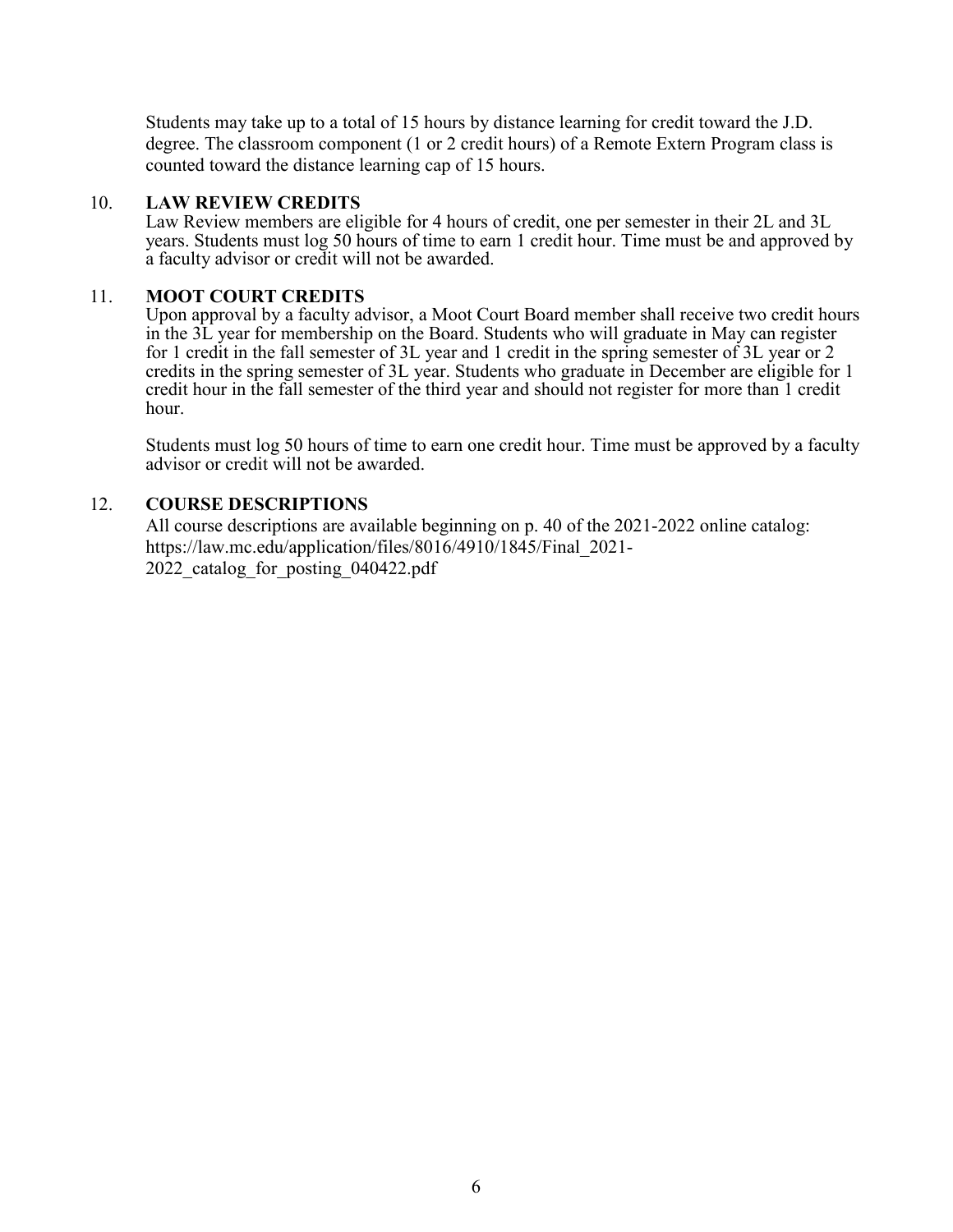Students may take up to a total of 15 hours by distance learning for credit toward the J.D. degree. The classroom component (1 or 2 credit hours) of a Remote Extern Program class is counted toward the distance learning cap of 15 hours.

## 10. LAW REVIEW CREDITS

Law Review members are eligible for 4 hours of credit, one per semester in their 2L and 3L years. Students must log 50 hours of time to earn 1 credit hour. Time must be and approved by a faculty advisor or credit will not be awarded.

## 11. MOOT COURT CREDITS

Upon approval by a faculty advisor, a Moot Court Board member shall receive two credit hours in the 3L year for membership on the Board. Students who will graduate in May can register for 1 credit in the fall semester of 3L year and 1 credit in the spring semester of 3L year or 2 credits in the spring semester of 3L year. Students who graduate in December are eligible for 1 credit hour in the fall semester of the third year and should not register for more than 1 credit hour.

Students must log 50 hours of time to earn one credit hour. Time must be approved by a faculty advisor or credit will not be awarded.

## 12. COURSE DESCRIPTIONS

All course descriptions are available beginning on p. 40 of the 2021-2022 online catalog: https://law.mc.edu/application/files/8016/4910/1845/Final_2021-2022_catalog_for_posting_040422.pdf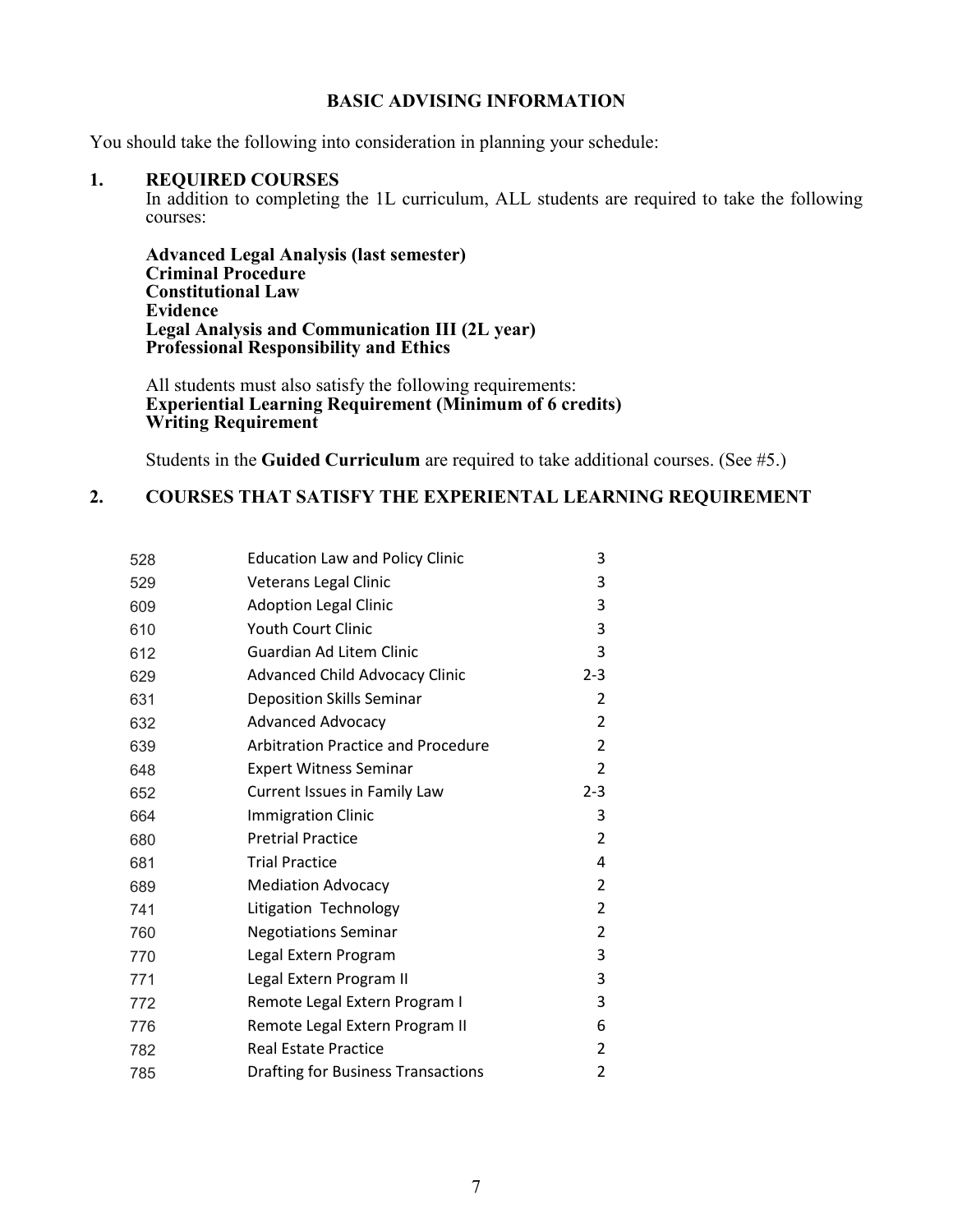## BASIC ADVISING INFORMATION

You should take the following into consideration in planning your schedule:

### 1. REQUIRED COURSES

In addition to completing the 1L curriculum, ALL students are required to take the following courses:

**Advanced Legal Analysis (last semester)**
**Criminal Procedure**
**Constitutional Law**
**Evidence**
**Legal Analysis and Communication III (2L year)**
**Professional Responsibility and Ethics**

All students must also satisfy the following requirements:
**Experiential Learning Requirement (Minimum of 6 credits)**
**Writing Requirement**

Students in the **Guided Curriculum** are required to take additional courses. (See #5.)

### 2. COURSES THAT SATISFY THE EXPERIENTAL LEARNING REQUIREMENT

| | | |
|---|---|---|
| 528 | Education Law and Policy Clinic | 3 |
| 529 | Veterans Legal Clinic | 3 |
| 609 | Adoption Legal Clinic | 3 |
| 610 | Youth Court Clinic | 3 |
| 612 | Guardian Ad Litem Clinic | 3 |
| 629 | Advanced Child Advocacy Clinic | 2-3 |
| 631 | Deposition Skills Seminar | 2 |
| 632 | Advanced Advocacy | 2 |
| 639 | Arbitration Practice and Procedure | 2 |
| 648 | Expert Witness Seminar | 2 |
| 652 | Current Issues in Family Law | 2-3 |
| 664 | Immigration Clinic | 3 |
| 680 | Pretrial Practice | 2 |
| 681 | Trial Practice | 4 |
| 689 | Mediation Advocacy | 2 |
| 741 | Litigation Technology | 2 |
| 760 | Negotiations Seminar | 2 |
| 770 | Legal Extern Program | 3 |
| 771 | Legal Extern Program II | 3 |
| 772 | Remote Legal Extern Program I | 3 |
| 776 | Remote Legal Extern Program II | 6 |
| 782 | Real Estate Practice | 2 |
| 785 | Drafting for Business Transactions | 2 |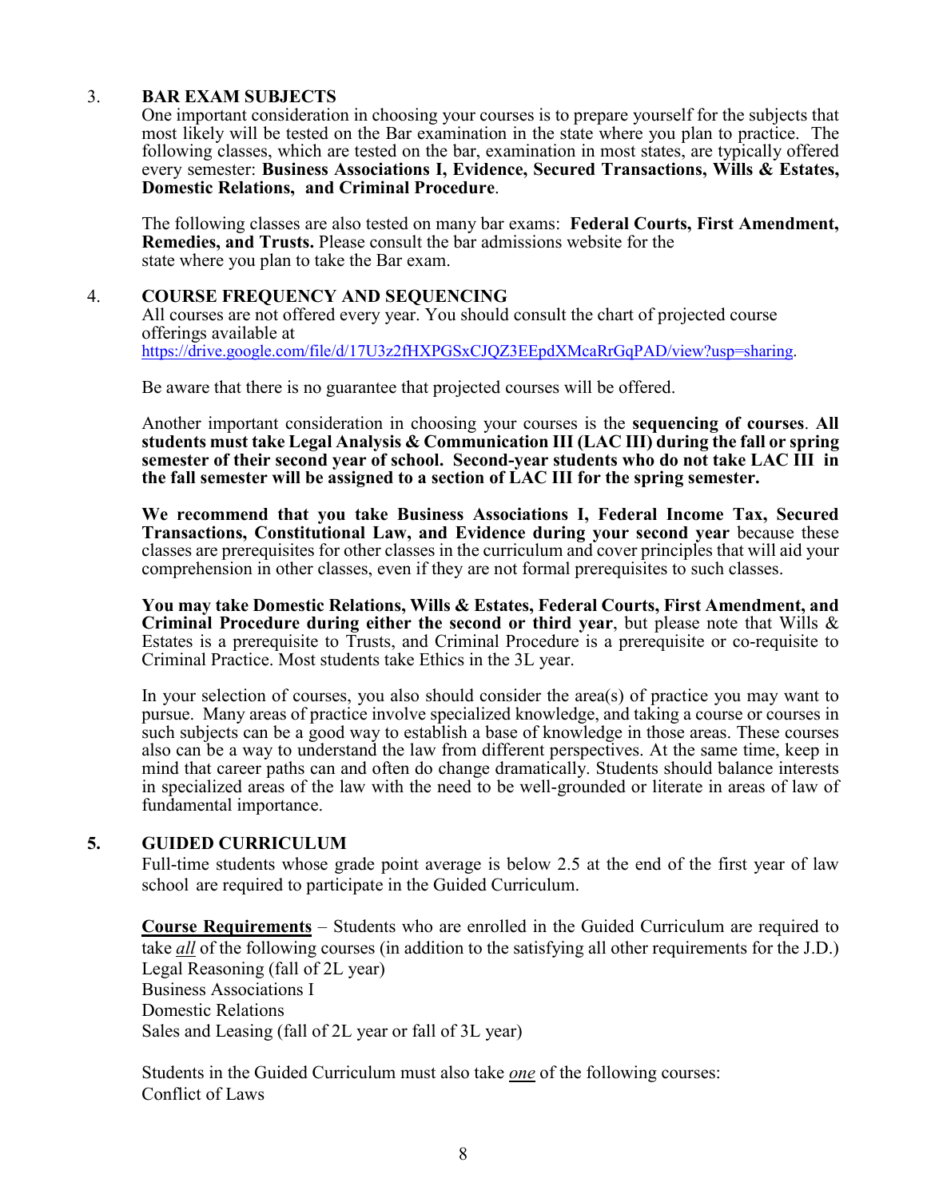## 3. BAR EXAM SUBJECTS

One important consideration in choosing your courses is to prepare yourself for the subjects that most likely will be tested on the Bar examination in the state where you plan to practice. The following classes, which are tested on the bar, examination in most states, are typically offered every semester: **Business Associations I, Evidence, Secured Transactions, Wills & Estates, Domestic Relations, and Criminal Procedure**.

The following classes are also tested on many bar exams: **Federal Courts, First Amendment, Remedies, and Trusts.** Please consult the bar admissions website for the state where you plan to take the Bar exam.

## 4. COURSE FREQUENCY AND SEQUENCING

All courses are not offered every year. You should consult the chart of projected course offerings available at https://drive.google.com/file/d/17U3z2fHXPGSxCJQZ3EEpdXMcaRrGqPAD/view?usp=sharing.

Be aware that there is no guarantee that projected courses will be offered.

Another important consideration in choosing your courses is the **sequencing of courses**. **All students must take Legal Analysis & Communication III (LAC III) during the fall or spring semester of their second year of school. Second-year students who do not take LAC III in the fall semester will be assigned to a section of LAC III for the spring semester.**

**We recommend that you take Business Associations I, Federal Income Tax, Secured Transactions, Constitutional Law, and Evidence during your second year** because these classes are prerequisites for other classes in the curriculum and cover principles that will aid your comprehension in other classes, even if they are not formal prerequisites to such classes.

**You may take Domestic Relations, Wills & Estates, Federal Courts, First Amendment, and Criminal Procedure during either the second or third year**, but please note that Wills & Estates is a prerequisite to Trusts, and Criminal Procedure is a prerequisite or co-requisite to Criminal Practice. Most students take Ethics in the 3L year.

In your selection of courses, you also should consider the area(s) of practice you may want to pursue. Many areas of practice involve specialized knowledge, and taking a course or courses in such subjects can be a good way to establish a base of knowledge in those areas. These courses also can be a way to understand the law from different perspectives. At the same time, keep in mind that career paths can and often do change dramatically. Students should balance interests in specialized areas of the law with the need to be well-grounded or literate in areas of law of fundamental importance.

## 5. GUIDED CURRICULUM

Full-time students whose grade point average is below 2.5 at the end of the first year of law school are required to participate in the Guided Curriculum.

**Course Requirements** – Students who are enrolled in the Guided Curriculum are required to take ***all*** of the following courses (in addition to the satisfying all other requirements for the J.D.)

Legal Reasoning (fall of 2L year)
Business Associations I
Domestic Relations
Sales and Leasing (fall of 2L year or fall of 3L year)

Students in the Guided Curriculum must also take ***one*** of the following courses:
Conflict of Laws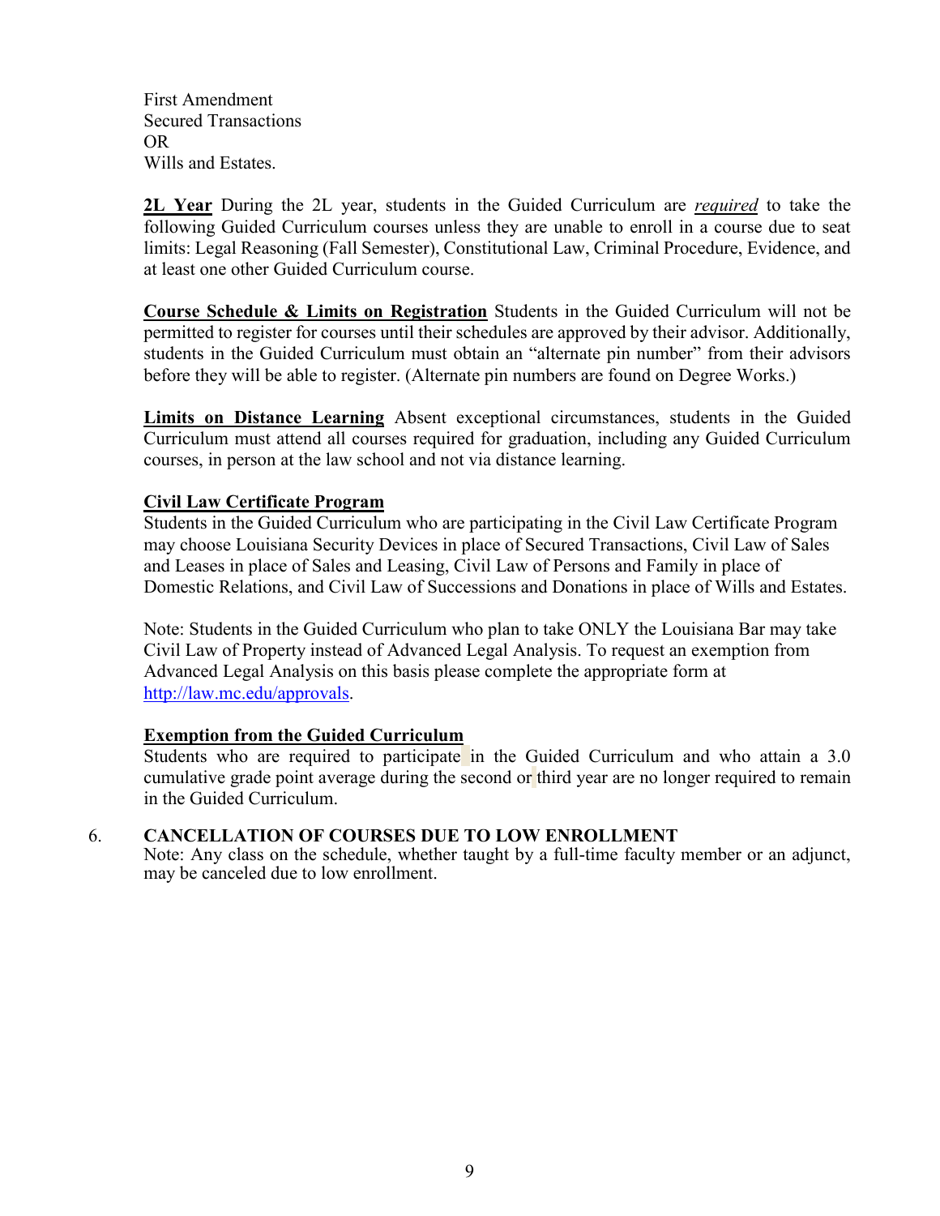First Amendment
Secured Transactions
OR
Wills and Estates.

**2L Year** During the 2L year, students in the Guided Curriculum are ***required*** to take the following Guided Curriculum courses unless they are unable to enroll in a course due to seat limits: Legal Reasoning (Fall Semester), Constitutional Law, Criminal Procedure, Evidence, and at least one other Guided Curriculum course.

**Course Schedule & Limits on Registration** Students in the Guided Curriculum will not be permitted to register for courses until their schedules are approved by their advisor. Additionally, students in the Guided Curriculum must obtain an "alternate pin number" from their advisors before they will be able to register. (Alternate pin numbers are found on Degree Works.)

**Limits on Distance Learning** Absent exceptional circumstances, students in the Guided Curriculum must attend all courses required for graduation, including any Guided Curriculum courses, in person at the law school and not via distance learning.

**Civil Law Certificate Program**

Students in the Guided Curriculum who are participating in the Civil Law Certificate Program may choose Louisiana Security Devices in place of Secured Transactions, Civil Law of Sales and Leases in place of Sales and Leasing, Civil Law of Persons and Family in place of Domestic Relations, and Civil Law of Successions and Donations in place of Wills and Estates.

Note: Students in the Guided Curriculum who plan to take ONLY the Louisiana Bar may take Civil Law of Property instead of Advanced Legal Analysis. To request an exemption from Advanced Legal Analysis on this basis please complete the appropriate form at [http://law.mc.edu/approvals](http://law.mc.edu/approvals).

**Exemption from the Guided Curriculum**

Students who are required to participate in the Guided Curriculum and who attain a 3.0 cumulative grade point average during the second or third year are no longer required to remain in the Guided Curriculum.

## 6. CANCELLATION OF COURSES DUE TO LOW ENROLLMENT

Note: Any class on the schedule, whether taught by a full-time faculty member or an adjunct, may be canceled due to low enrollment.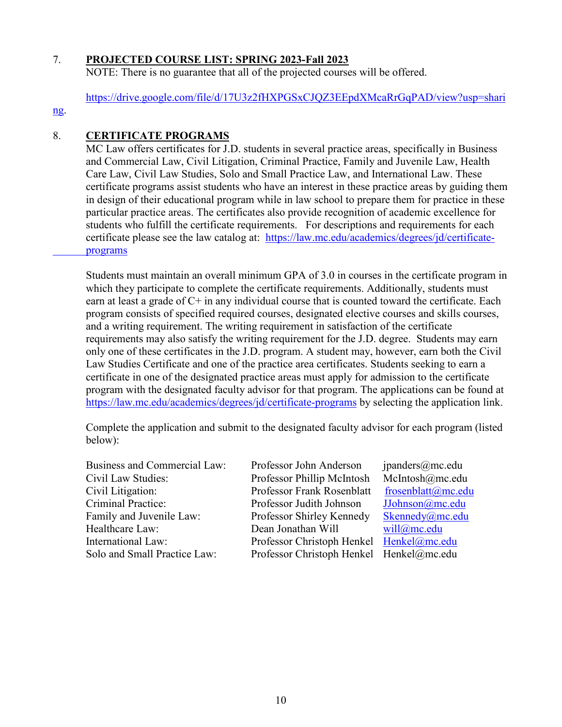## 7. PROJECTED COURSE LIST: SPRING 2023-Fall 2023

NOTE: There is no guarantee that all of the projected courses will be offered.

https://drive.google.com/file/d/17U3z2fHXPGSxCJQZ3EEpdXMcaRrGqPAD/view?usp=sharing.

## 8. CERTIFICATE PROGRAMS

MC Law offers certificates for J.D. students in several practice areas, specifically in Business and Commercial Law, Civil Litigation, Criminal Practice, Family and Juvenile Law, Health Care Law, Civil Law Studies, Solo and Small Practice Law, and International Law. These certificate programs assist students who have an interest in these practice areas by guiding them in design of their educational program while in law school to prepare them for practice in these particular practice areas. The certificates also provide recognition of academic excellence for students who fulfill the certificate requirements. For descriptions and requirements for each certificate please see the law catalog at: https://law.mc.edu/academics/degrees/jd/certificate-programs

Students must maintain an overall minimum GPA of 3.0 in courses in the certificate program in which they participate to complete the certificate requirements. Additionally, students must earn at least a grade of C+ in any individual course that is counted toward the certificate. Each program consists of specified required courses, designated elective courses and skills courses, and a writing requirement. The writing requirement in satisfaction of the certificate requirements may also satisfy the writing requirement for the J.D. degree. Students may earn only one of these certificates in the J.D. program. A student may, however, earn both the Civil Law Studies Certificate and one of the practice area certificates. Students seeking to earn a certificate in one of the designated practice areas must apply for admission to the certificate program with the designated faculty advisor for that program. The applications can be found at https://law.mc.edu/academics/degrees/jd/certificate-programs by selecting the application link.

Complete the application and submit to the designated faculty advisor for each program (listed below):

| Program | Advisor | Email |
|---|---|---|
| Business and Commercial Law: | Professor John Anderson | jpanders@mc.edu |
| Civil Law Studies: | Professor Phillip McIntosh | McIntosh@mc.edu |
| Civil Litigation: | Professor Frank Rosenblatt | frosenblatt@mc.edu |
| Criminal Practice: | Professor Judith Johnson | JJohnson@mc.edu |
| Family and Juvenile Law: | Professor Shirley Kennedy | Skennedy@mc.edu |
| Healthcare Law: | Dean Jonathan Will | will@mc.edu |
| International Law: | Professor Christoph Henkel | Henkel@mc.edu |
| Solo and Small Practice Law: | Professor Christoph Henkel | Henkel@mc.edu |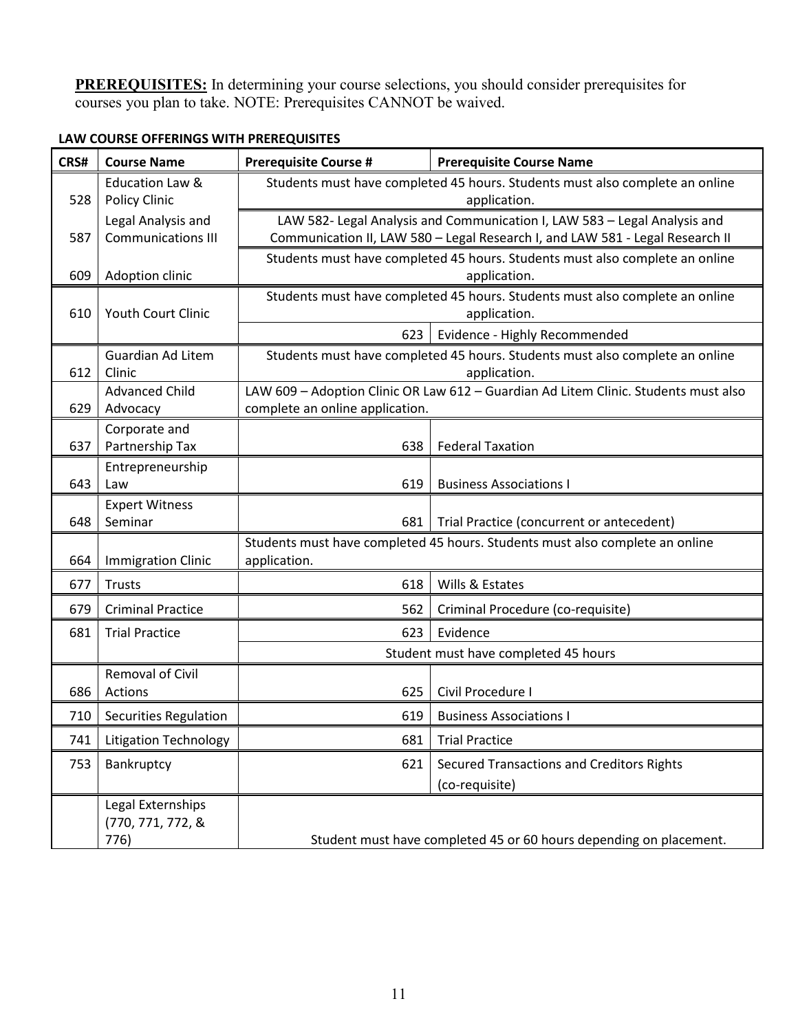**PREREQUISITES:** In determining your course selections, you should consider prerequisites for courses you plan to take. NOTE: Prerequisites CANNOT be waived.

**LAW COURSE OFFERINGS WITH PREREQUISITES**

| CRS# | Course Name | Prerequisite Course # | Prerequisite Course Name |
|---|---|---|---|
| 528 | Education Law & Policy Clinic | Students must have completed 45 hours. Students must also complete an online application. | |
| 587 | Legal Analysis and Communications III | LAW 582- Legal Analysis and Communication I, LAW 583 – Legal Analysis and Communication II, LAW 580 – Legal Research I, and LAW 581 - Legal Research II | |
| 609 | Adoption clinic | Students must have completed 45 hours. Students must also complete an online application. | |
| 610 | Youth Court Clinic | Students must have completed 45 hours. Students must also complete an online application. | |
| | | 623 | Evidence - Highly Recommended |
| 612 | Guardian Ad Litem Clinic | Students must have completed 45 hours. Students must also complete an online application. | |
| 629 | Advanced Child Advocacy | LAW 609 – Adoption Clinic OR Law 612 – Guardian Ad Litem Clinic. Students must also complete an online application. | |
| 637 | Corporate and Partnership Tax | 638 | Federal Taxation |
| 643 | Entrepreneurship Law | 619 | Business Associations I |
| 648 | Expert Witness Seminar | 681 | Trial Practice (concurrent or antecedent) |
| 664 | Immigration Clinic | Students must have completed 45 hours. Students must also complete an online application. | |
| 677 | Trusts | 618 | Wills & Estates |
| 679 | Criminal Practice | 562 | Criminal Procedure (co-requisite) |
| 681 | Trial Practice | 623 | Evidence |
| | | Student must have completed 45 hours | |
| 686 | Removal of Civil Actions | 625 | Civil Procedure I |
| 710 | Securities Regulation | 619 | Business Associations I |
| 741 | Litigation Technology | 681 | Trial Practice |
| 753 | Bankruptcy | 621 | Secured Transactions and Creditors Rights (co-requisite) |
| | Legal Externships (770, 771, 772, & 776) | Student must have completed 45 or 60 hours depending on placement. | |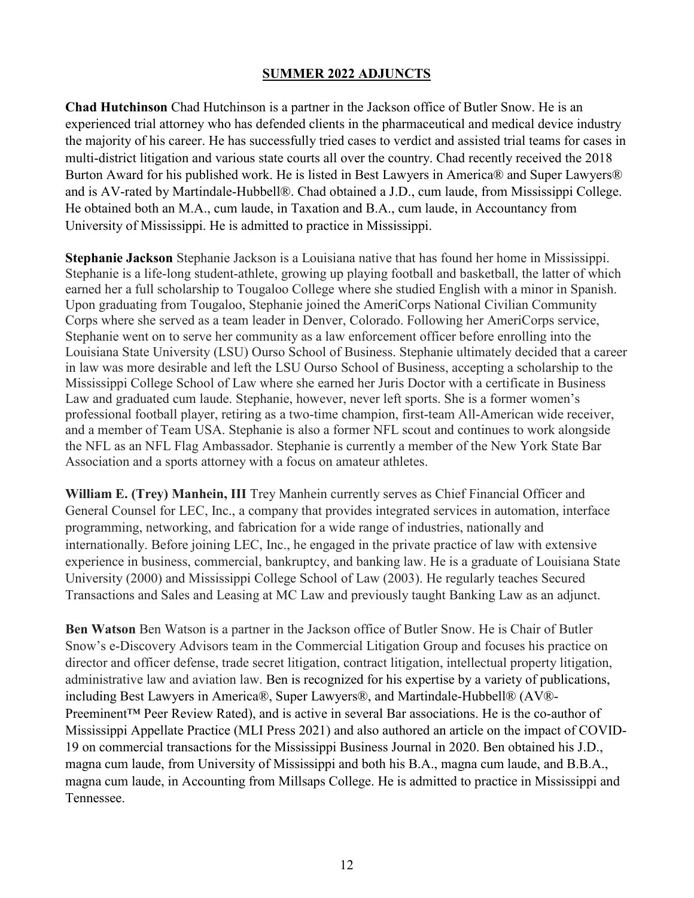## SUMMER 2022 ADJUNCTS

**Chad Hutchinson** Chad Hutchinson is a partner in the Jackson office of Butler Snow. He is an experienced trial attorney who has defended clients in the pharmaceutical and medical device industry the majority of his career. He has successfully tried cases to verdict and assisted trial teams for cases in multi-district litigation and various state courts all over the country. Chad recently received the 2018 Burton Award for his published work. He is listed in Best Lawyers in America® and Super Lawyers® and is AV-rated by Martindale-Hubbell®. Chad obtained a J.D., cum laude, from Mississippi College. He obtained both an M.A., cum laude, in Taxation and B.A., cum laude, in Accountancy from University of Mississippi. He is admitted to practice in Mississippi.

**Stephanie Jackson** Stephanie Jackson is a Louisiana native that has found her home in Mississippi. Stephanie is a life-long student-athlete, growing up playing football and basketball, the latter of which earned her a full scholarship to Tougaloo College where she studied English with a minor in Spanish. Upon graduating from Tougaloo, Stephanie joined the AmeriCorps National Civilian Community Corps where she served as a team leader in Denver, Colorado. Following her AmeriCorps service, Stephanie went on to serve her community as a law enforcement officer before enrolling into the Louisiana State University (LSU) Ourso School of Business. Stephanie ultimately decided that a career in law was more desirable and left the LSU Ourso School of Business, accepting a scholarship to the Mississippi College School of Law where she earned her Juris Doctor with a certificate in Business Law and graduated cum laude. Stephanie, however, never left sports. She is a former women's professional football player, retiring as a two-time champion, first-team All-American wide receiver, and a member of Team USA. Stephanie is also a former NFL scout and continues to work alongside the NFL as an NFL Flag Ambassador. Stephanie is currently a member of the New York State Bar Association and a sports attorney with a focus on amateur athletes.

**William E. (Trey) Manhein, III** Trey Manhein currently serves as Chief Financial Officer and General Counsel for LEC, Inc., a company that provides integrated services in automation, interface programming, networking, and fabrication for a wide range of industries, nationally and internationally. Before joining LEC, Inc., he engaged in the private practice of law with extensive experience in business, commercial, bankruptcy, and banking law. He is a graduate of Louisiana State University (2000) and Mississippi College School of Law (2003). He regularly teaches Secured Transactions and Sales and Leasing at MC Law and previously taught Banking Law as an adjunct.

**Ben Watson** Ben Watson is a partner in the Jackson office of Butler Snow. He is Chair of Butler Snow's e-Discovery Advisors team in the Commercial Litigation Group and focuses his practice on director and officer defense, trade secret litigation, contract litigation, intellectual property litigation, administrative law and aviation law. Ben is recognized for his expertise by a variety of publications, including Best Lawyers in America®, Super Lawyers®, and Martindale-Hubbell® (AV®-Preeminent™ Peer Review Rated), and is active in several Bar associations. He is the co-author of Mississippi Appellate Practice (MLI Press 2021) and also authored an article on the impact of COVID-19 on commercial transactions for the Mississippi Business Journal in 2020. Ben obtained his J.D., magna cum laude, from University of Mississippi and both his B.A., magna cum laude, and B.B.A., magna cum laude, in Accounting from Millsaps College. He is admitted to practice in Mississippi and Tennessee.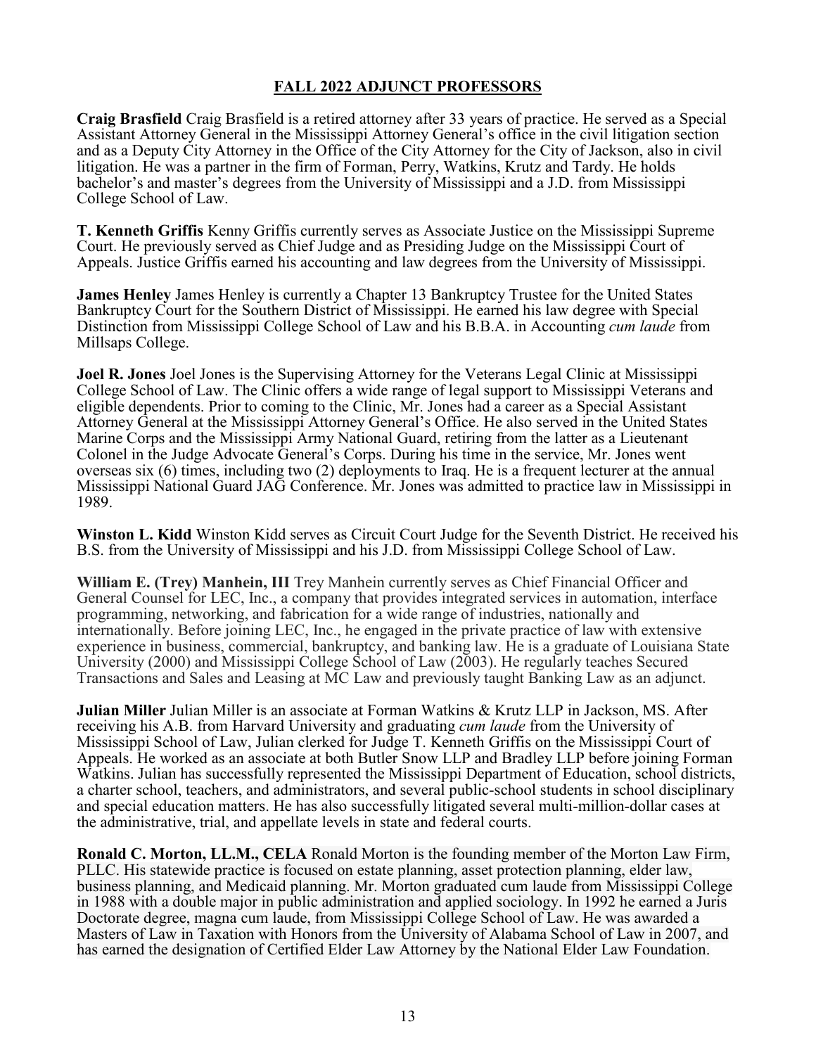## FALL 2022 ADJUNCT PROFESSORS

**Craig Brasfield** Craig Brasfield is a retired attorney after 33 years of practice. He served as a Special Assistant Attorney General in the Mississippi Attorney General's office in the civil litigation section and as a Deputy City Attorney in the Office of the City Attorney for the City of Jackson, also in civil litigation. He was a partner in the firm of Forman, Perry, Watkins, Krutz and Tardy. He holds bachelor's and master's degrees from the University of Mississippi and a J.D. from Mississippi College School of Law.

**T. Kenneth Griffis** Kenny Griffis currently serves as Associate Justice on the Mississippi Supreme Court. He previously served as Chief Judge and as Presiding Judge on the Mississippi Court of Appeals. Justice Griffis earned his accounting and law degrees from the University of Mississippi.

**James Henley** James Henley is currently a Chapter 13 Bankruptcy Trustee for the United States Bankruptcy Court for the Southern District of Mississippi. He earned his law degree with Special Distinction from Mississippi College School of Law and his B.B.A. in Accounting *cum laude* from Millsaps College.

**Joel R. Jones** Joel Jones is the Supervising Attorney for the Veterans Legal Clinic at Mississippi College School of Law. The Clinic offers a wide range of legal support to Mississippi Veterans and eligible dependents. Prior to coming to the Clinic, Mr. Jones had a career as a Special Assistant Attorney General at the Mississippi Attorney General's Office. He also served in the United States Marine Corps and the Mississippi Army National Guard, retiring from the latter as a Lieutenant Colonel in the Judge Advocate General's Corps. During his time in the service, Mr. Jones went overseas six (6) times, including two (2) deployments to Iraq. He is a frequent lecturer at the annual Mississippi National Guard JAG Conference. Mr. Jones was admitted to practice law in Mississippi in 1989.

**Winston L. Kidd** Winston Kidd serves as Circuit Court Judge for the Seventh District. He received his B.S. from the University of Mississippi and his J.D. from Mississippi College School of Law.

**William E. (Trey) Manhein, III** Trey Manhein currently serves as Chief Financial Officer and General Counsel for LEC, Inc., a company that provides integrated services in automation, interface programming, networking, and fabrication for a wide range of industries, nationally and internationally. Before joining LEC, Inc., he engaged in the private practice of law with extensive experience in business, commercial, bankruptcy, and banking law. He is a graduate of Louisiana State University (2000) and Mississippi College School of Law (2003). He regularly teaches Secured Transactions and Sales and Leasing at MC Law and previously taught Banking Law as an adjunct.

**Julian Miller** Julian Miller is an associate at Forman Watkins & Krutz LLP in Jackson, MS. After receiving his A.B. from Harvard University and graduating *cum laude* from the University of Mississippi School of Law, Julian clerked for Judge T. Kenneth Griffis on the Mississippi Court of Appeals. He worked as an associate at both Butler Snow LLP and Bradley LLP before joining Forman Watkins. Julian has successfully represented the Mississippi Department of Education, school districts, a charter school, teachers, and administrators, and several public-school students in school disciplinary and special education matters. He has also successfully litigated several multi-million-dollar cases at the administrative, trial, and appellate levels in state and federal courts.

**Ronald C. Morton, LL.M., CELA** Ronald Morton is the founding member of the Morton Law Firm, PLLC. His statewide practice is focused on estate planning, asset protection planning, elder law, business planning, and Medicaid planning. Mr. Morton graduated cum laude from Mississippi College in 1988 with a double major in public administration and applied sociology. In 1992 he earned a Juris Doctorate degree, magna cum laude, from Mississippi College School of Law. He was awarded a Masters of Law in Taxation with Honors from the University of Alabama School of Law in 2007, and has earned the designation of Certified Elder Law Attorney by the National Elder Law Foundation.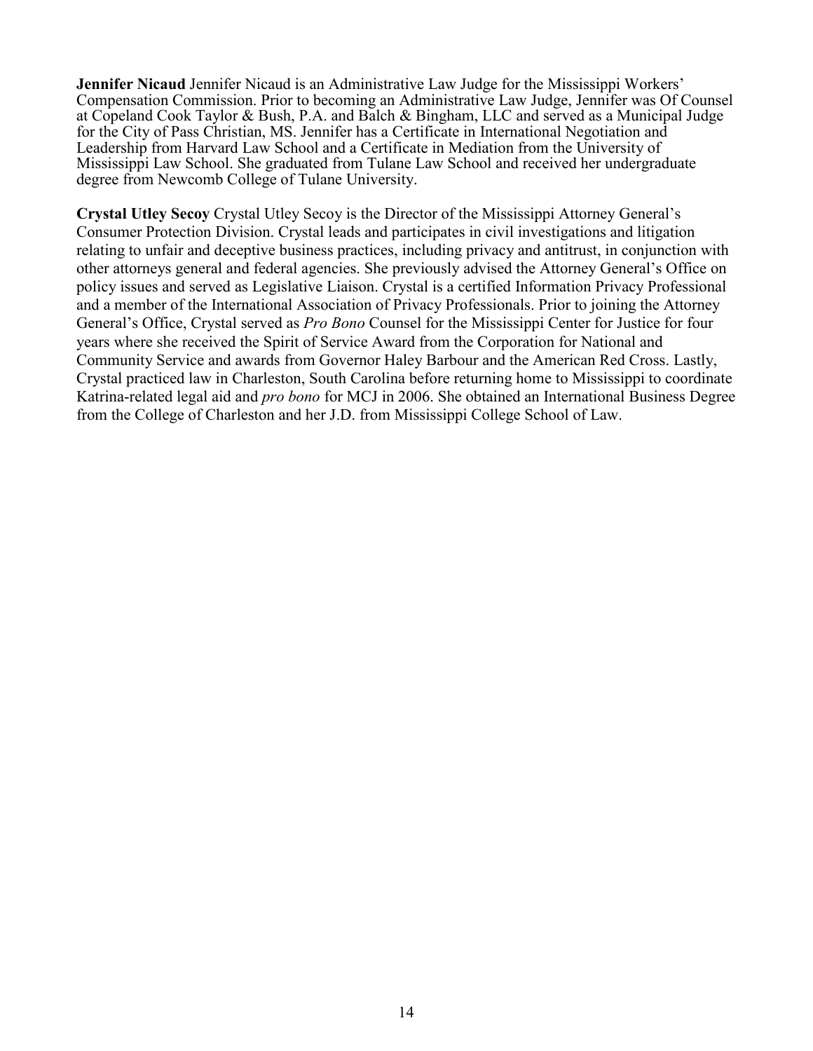**Jennifer Nicaud** Jennifer Nicaud is an Administrative Law Judge for the Mississippi Workers' Compensation Commission. Prior to becoming an Administrative Law Judge, Jennifer was Of Counsel at Copeland Cook Taylor & Bush, P.A. and Balch & Bingham, LLC and served as a Municipal Judge for the City of Pass Christian, MS. Jennifer has a Certificate in International Negotiation and Leadership from Harvard Law School and a Certificate in Mediation from the University of Mississippi Law School. She graduated from Tulane Law School and received her undergraduate degree from Newcomb College of Tulane University.

**Crystal Utley Secoy** Crystal Utley Secoy is the Director of the Mississippi Attorney General's Consumer Protection Division. Crystal leads and participates in civil investigations and litigation relating to unfair and deceptive business practices, including privacy and antitrust, in conjunction with other attorneys general and federal agencies. She previously advised the Attorney General's Office on policy issues and served as Legislative Liaison. Crystal is a certified Information Privacy Professional and a member of the International Association of Privacy Professionals. Prior to joining the Attorney General's Office, Crystal served as *Pro Bono* Counsel for the Mississippi Center for Justice for four years where she received the Spirit of Service Award from the Corporation for National and Community Service and awards from Governor Haley Barbour and the American Red Cross. Lastly, Crystal practiced law in Charleston, South Carolina before returning home to Mississippi to coordinate Katrina-related legal aid and *pro bono* for MCJ in 2006. She obtained an International Business Degree from the College of Charleston and her J.D. from Mississippi College School of Law.